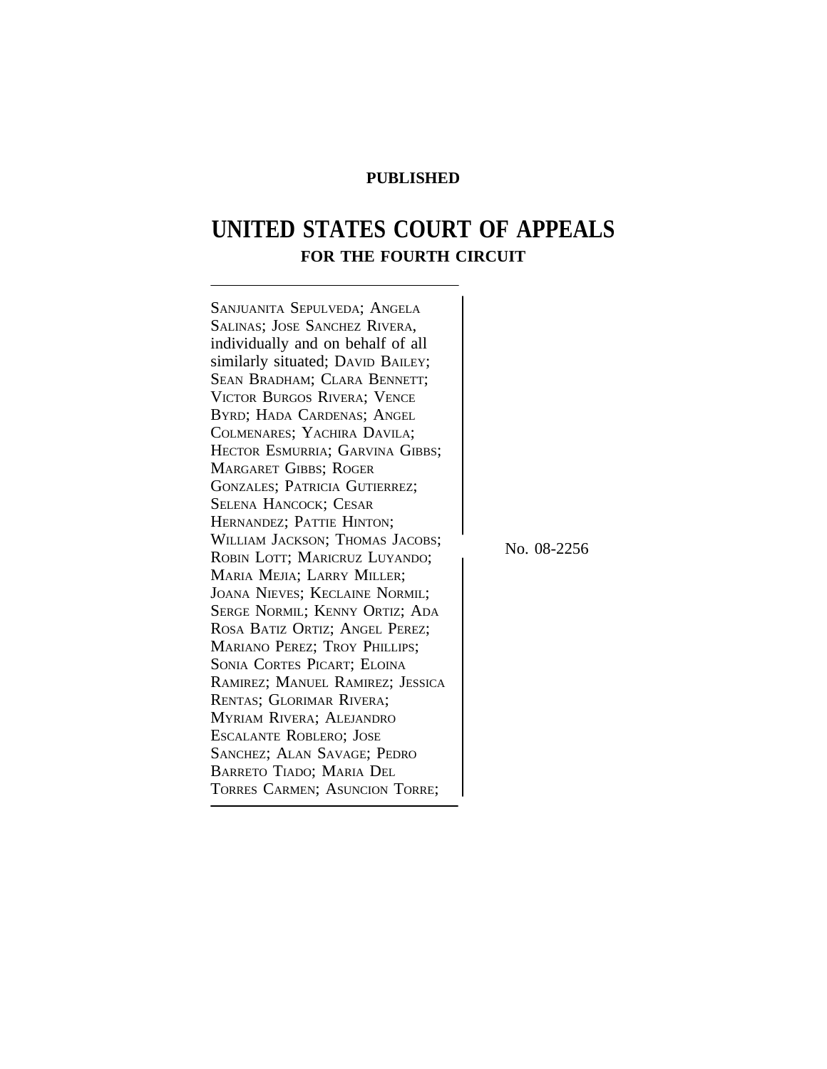**PUBLISHED**

# UNITED STATES COURT OF APPEALS
## FOR THE FOURTH CIRCUIT

SANJUANITA SEPULVEDA; ANGELA SALINAS; JOSE SANCHEZ RIVERA, individually and on behalf of all similarly situated; DAVID BAILEY; SEAN BRADHAM; CLARA BENNETT; VICTOR BURGOS RIVERA; VENCE BYRD; HADA CARDENAS; ANGEL COLMENARES; YACHIRA DAVILA; HECTOR ESMURRIA; GARVINA GIBBS; MARGARET GIBBS; ROGER GONZALES; PATRICIA GUTIERREZ; SELENA HANCOCK; CESAR HERNANDEZ; PATTIE HINTON; WILLIAM JACKSON; THOMAS JACOBS; ROBIN LOTT; MARICRUZ LUYANDO; MARIA MEJIA; LARRY MILLER; JOANA NIEVES; KECLAINE NORMIL; SERGE NORMIL; KENNY ORTIZ; ADA ROSA BATIZ ORTIZ; ANGEL PEREZ; MARIANO PEREZ; TROY PHILLIPS; SONIA CORTES PICART; ELOINA RAMIREZ; MANUEL RAMIREZ; JESSICA RENTAS; GLORIMAR RIVERA; MYRIAM RIVERA; ALEJANDRO ESCALANTE ROBLERO; JOSE SANCHEZ; ALAN SAVAGE; PEDRO BARRETO TIADO; MARIA DEL TORRES CARMEN; ASUNCION TORRE;

No. 08-2256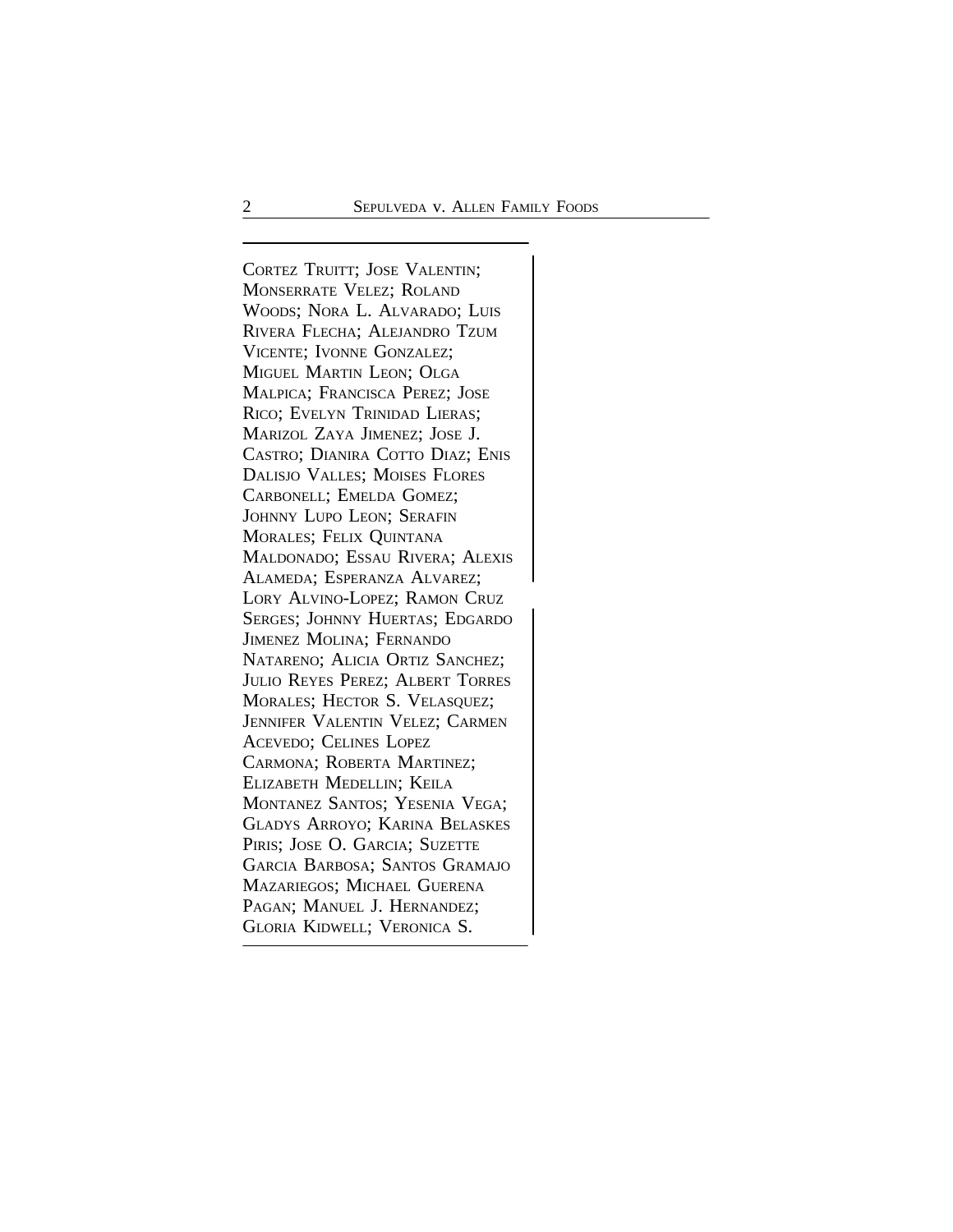CORTEZ TRUITT; JOSE VALENTIN; MONSERRATE VELEZ; ROLAND WOODS; NORA L. ALVARADO; LUIS RIVERA FLECHA; ALEJANDRO TZUM VICENTE; IVONNE GONZALEZ; MIGUEL MARTIN LEON; OLGA MALPICA; FRANCISCA PEREZ; JOSE RICO; EVELYN TRINIDAD LIERAS; MARIZOL ZAYA JIMENEZ; JOSE J. CASTRO; DIANIRA COTTO DIAZ; ENIS DALISJO VALLES; MOISES FLORES CARBONELL; EMELDA GOMEZ; JOHNNY LUPO LEON; SERAFIN MORALES; FELIX QUINTANA MALDONADO; ESSAU RIVERA; ALEXIS ALAMEDA; ESPERANZA ALVAREZ; LORY ALVINO-LOPEZ; RAMON CRUZ SERGES; JOHNNY HUERTAS; EDGARDO JIMENEZ MOLINA; FERNANDO NATARENO; ALICIA ORTIZ SANCHEZ; JULIO REYES PEREZ; ALBERT TORRES MORALES; HECTOR S. VELASQUEZ; JENNIFER VALENTIN VELEZ; CARMEN ACEVEDO; CELINES LOPEZ CARMONA; ROBERTA MARTINEZ; ELIZABETH MEDELLIN; KEILA MONTANEZ SANTOS; YESENIA VEGA; GLADYS ARROYO; KARINA BELASKES PIRIS; JOSE O. GARCIA; SUZETTE GARCIA BARBOSA; SANTOS GRAMAJO MAZARIEGOS; MICHAEL GUERENA PAGAN; MANUEL J. HERNANDEZ; GLORIA KIDWELL; VERONICA S.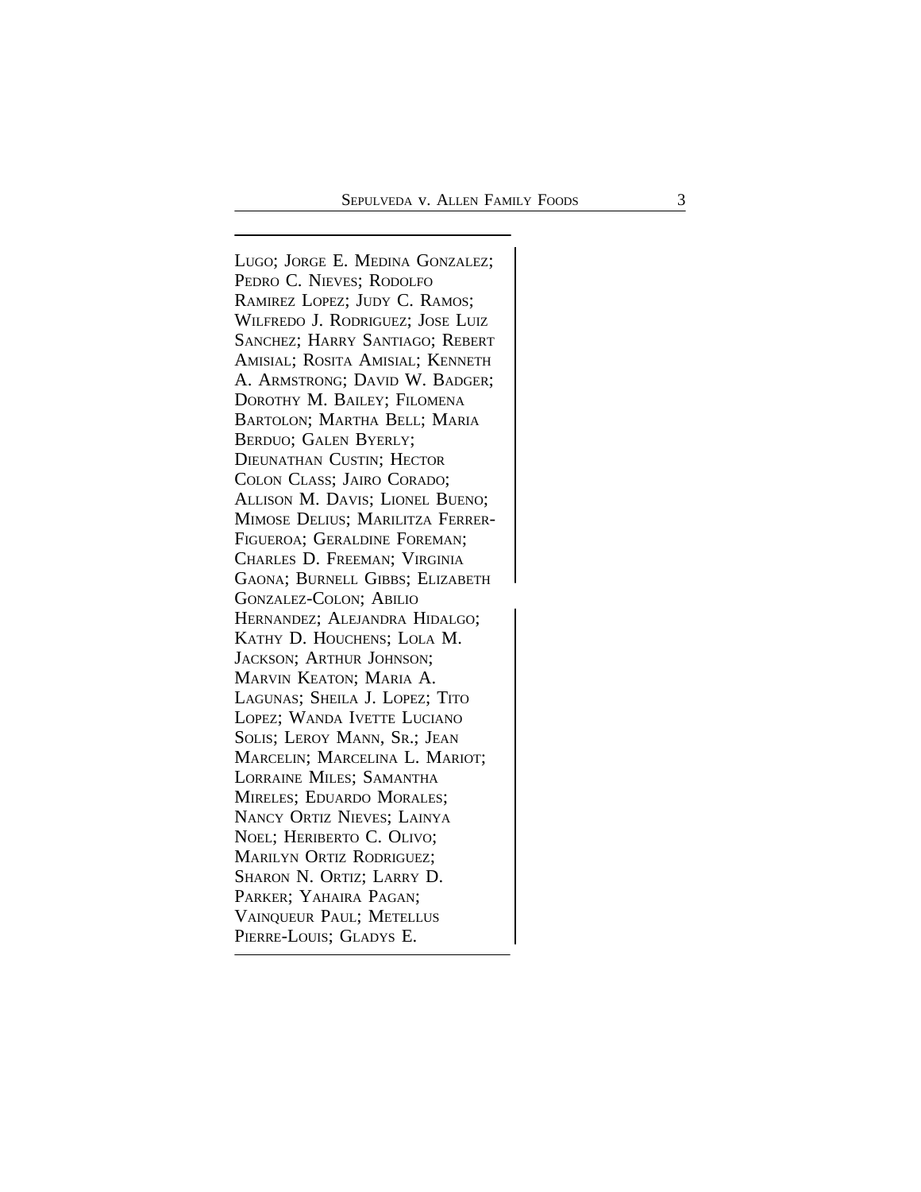LUGO; JORGE E. MEDINA GONZALEZ; PEDRO C. NIEVES; RODOLFO RAMIREZ LOPEZ; JUDY C. RAMOS; WILFREDO J. RODRIGUEZ; JOSE LUIZ SANCHEZ; HARRY SANTIAGO; REBERT AMISIAL; ROSITA AMISIAL; KENNETH A. ARMSTRONG; DAVID W. BADGER; DOROTHY M. BAILEY; FILOMENA BARTOLON; MARTHA BELL; MARIA BERDUO; GALEN BYERLY; DIEUNATHAN CUSTIN; HECTOR COLON CLASS; JAIRO CORADO; ALLISON M. DAVIS; LIONEL BUENO; MIMOSE DELIUS; MARILITZA FERRER-FIGUEROA; GERALDINE FOREMAN; CHARLES D. FREEMAN; VIRGINIA GAONA; BURNELL GIBBS; ELIZABETH GONZALEZ-COLON; ABILIO HERNANDEZ; ALEJANDRA HIDALGO; KATHY D. HOUCHENS; LOLA M. JACKSON; ARTHUR JOHNSON; MARVIN KEATON; MARIA A. LAGUNAS; SHEILA J. LOPEZ; TITO LOPEZ; WANDA IVETTE LUCIANO SOLIS; LEROY MANN, SR.; JEAN MARCELIN; MARCELINA L. MARIOT; LORRAINE MILES; SAMANTHA MIRELES; EDUARDO MORALES; NANCY ORTIZ NIEVES; LAINYA NOEL; HERIBERTO C. OLIVO; MARILYN ORTIZ RODRIGUEZ; SHARON N. ORTIZ; LARRY D. PARKER; YAHAIRA PAGAN; VAINQUEUR PAUL; METELLUS PIERRE-LOUIS; GLADYS E.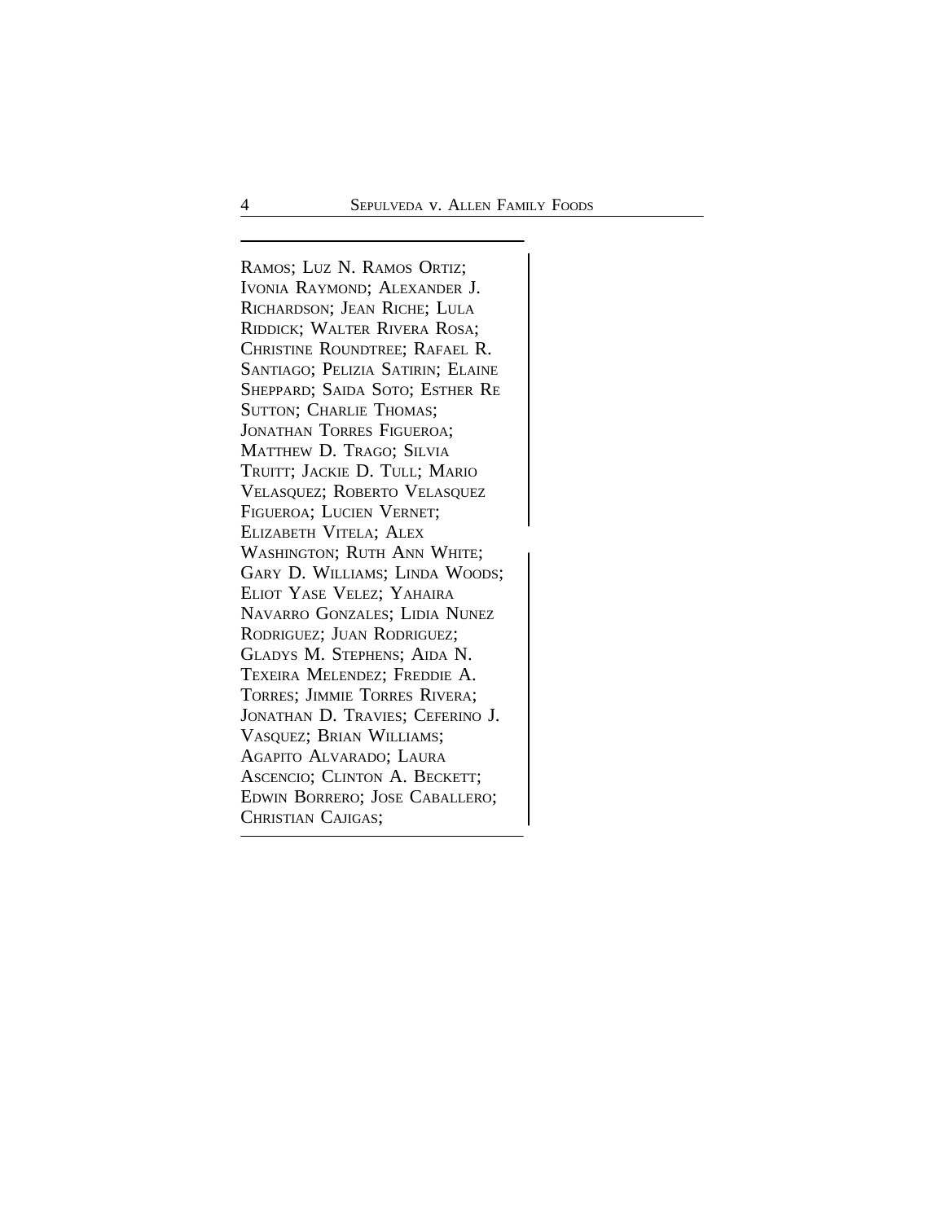RAMOS; LUZ N. RAMOS ORTIZ; IVONIA RAYMOND; ALEXANDER J. RICHARDSON; JEAN RICHE; LULA RIDDICK; WALTER RIVERA ROSA; CHRISTINE ROUNDTREE; RAFAEL R. SANTIAGO; PELIZIA SATIRIN; ELAINE SHEPPARD; SAIDA SOTO; ESTHER RE SUTTON; CHARLIE THOMAS; JONATHAN TORRES FIGUEROA; MATTHEW D. TRAGO; SILVIA TRUITT; JACKIE D. TULL; MARIO VELASQUEZ; ROBERTO VELASQUEZ FIGUEROA; LUCIEN VERNET; ELIZABETH VITELA; ALEX WASHINGTON; RUTH ANN WHITE; GARY D. WILLIAMS; LINDA WOODS; ELIOT YASE VELEZ; YAHAIRA NAVARRO GONZALES; LIDIA NUNEZ RODRIGUEZ; JUAN RODRIGUEZ; GLADYS M. STEPHENS; AIDA N. TEXEIRA MELENDEZ; FREDDIE A. TORRES; JIMMIE TORRES RIVERA; JONATHAN D. TRAVIES; CEFERINO J. VASQUEZ; BRIAN WILLIAMS; AGAPITO ALVARADO; LAURA ASCENCIO; CLINTON A. BECKETT; EDWIN BORRERO; JOSE CABALLERO; CHRISTIAN CAJIGAS;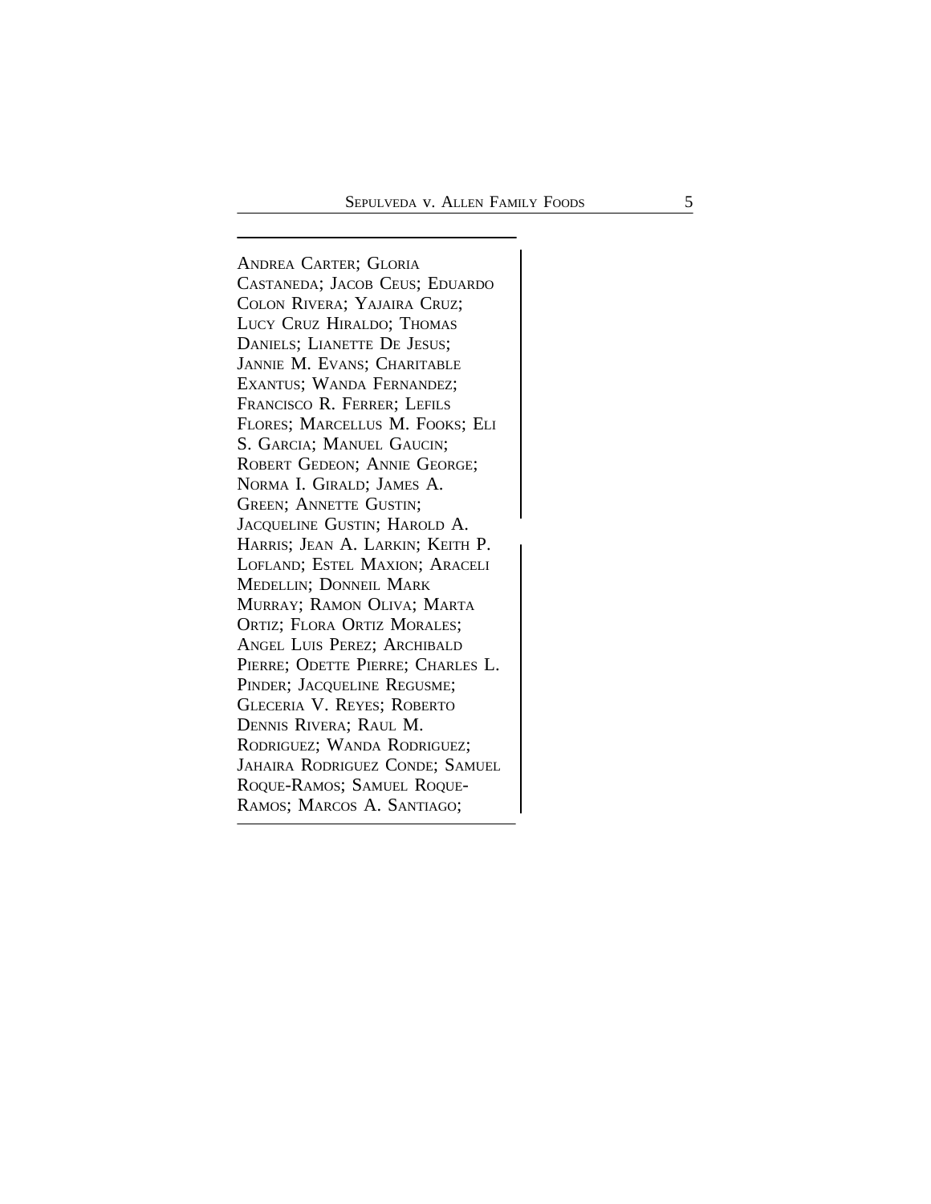ANDREA CARTER; GLORIA CASTANEDA; JACOB CEUS; EDUARDO COLON RIVERA; YAJAIRA CRUZ; LUCY CRUZ HIRALDO; THOMAS DANIELS; LIANETTE DE JESUS; JANNIE M. EVANS; CHARITABLE EXANTUS; WANDA FERNANDEZ; FRANCISCO R. FERRER; LEFILS FLORES; MARCELLUS M. FOOKS; ELI S. GARCIA; MANUEL GAUCIN; ROBERT GEDEON; ANNIE GEORGE; NORMA I. GIRALD; JAMES A. GREEN; ANNETTE GUSTIN; JACQUELINE GUSTIN; HAROLD A. HARRIS; JEAN A. LARKIN; KEITH P. LOFLAND; ESTEL MAXION; ARACELI MEDELLIN; DONNEIL MARK MURRAY; RAMON OLIVA; MARTA ORTIZ; FLORA ORTIZ MORALES; ANGEL LUIS PEREZ; ARCHIBALD PIERRE; ODETTE PIERRE; CHARLES L. PINDER; JACQUELINE REGUSME; GLECERIA V. REYES; ROBERTO DENNIS RIVERA; RAUL M. RODRIGUEZ; WANDA RODRIGUEZ; JAHAIRA RODRIGUEZ CONDE; SAMUEL ROQUE-RAMOS; SAMUEL ROQUE-RAMOS; MARCOS A. SANTIAGO;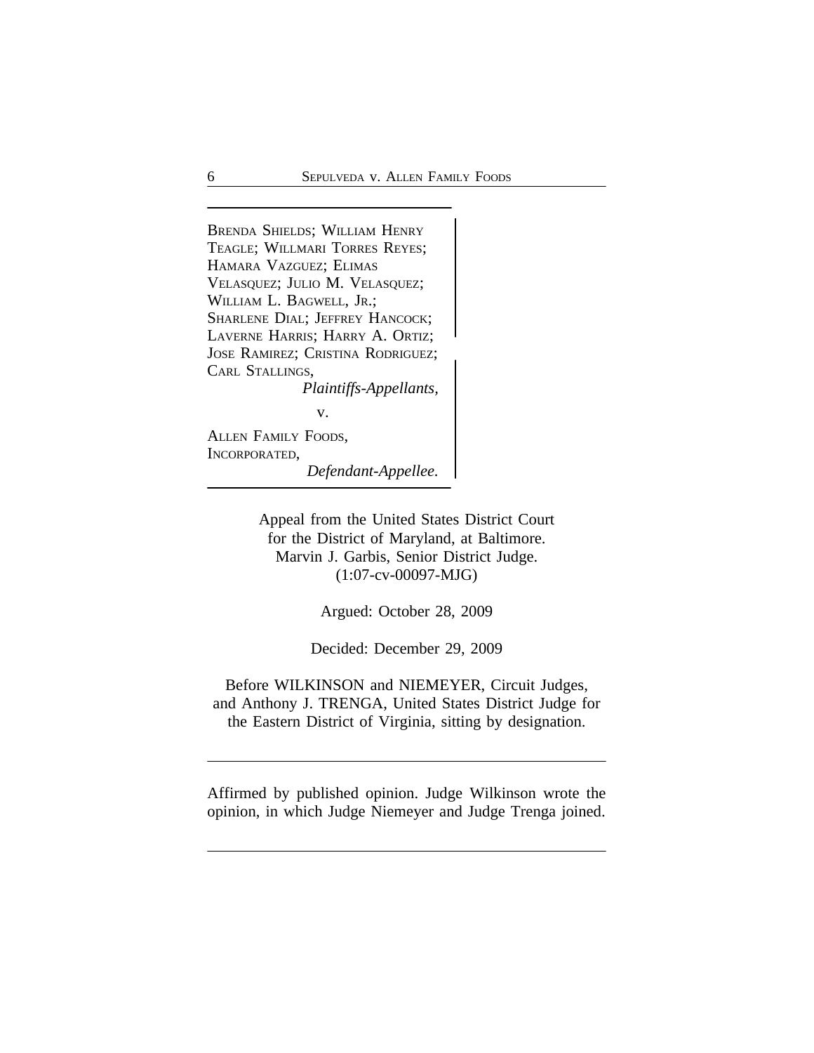BRENDA SHIELDS; WILLIAM HENRY TEAGLE; WILLMARI TORRES REYES; HAMARA VAZGUEZ; ELIMAS VELASQUEZ; JULIO M. VELASQUEZ; WILLIAM L. BAGWELL, JR.; SHARLENE DIAL; JEFFREY HANCOCK; LAVERNE HARRIS; HARRY A. ORTIZ; JOSE RAMIREZ; CRISTINA RODRIGUEZ; CARL STALLINGS,

*Plaintiffs-Appellants,*

v.

ALLEN FAMILY FOODS, INCORPORATED,

*Defendant-Appellee.*

Appeal from the United States District Court for the District of Maryland, at Baltimore.
Marvin J. Garbis, Senior District Judge.
(1:07-cv-00097-MJG)

Argued: October 28, 2009

Decided: December 29, 2009

Before WILKINSON and NIEMEYER, Circuit Judges, and Anthony J. TRENGA, United States District Judge for the Eastern District of Virginia, sitting by designation.

---

Affirmed by published opinion. Judge Wilkinson wrote the opinion, in which Judge Niemeyer and Judge Trenga joined.

---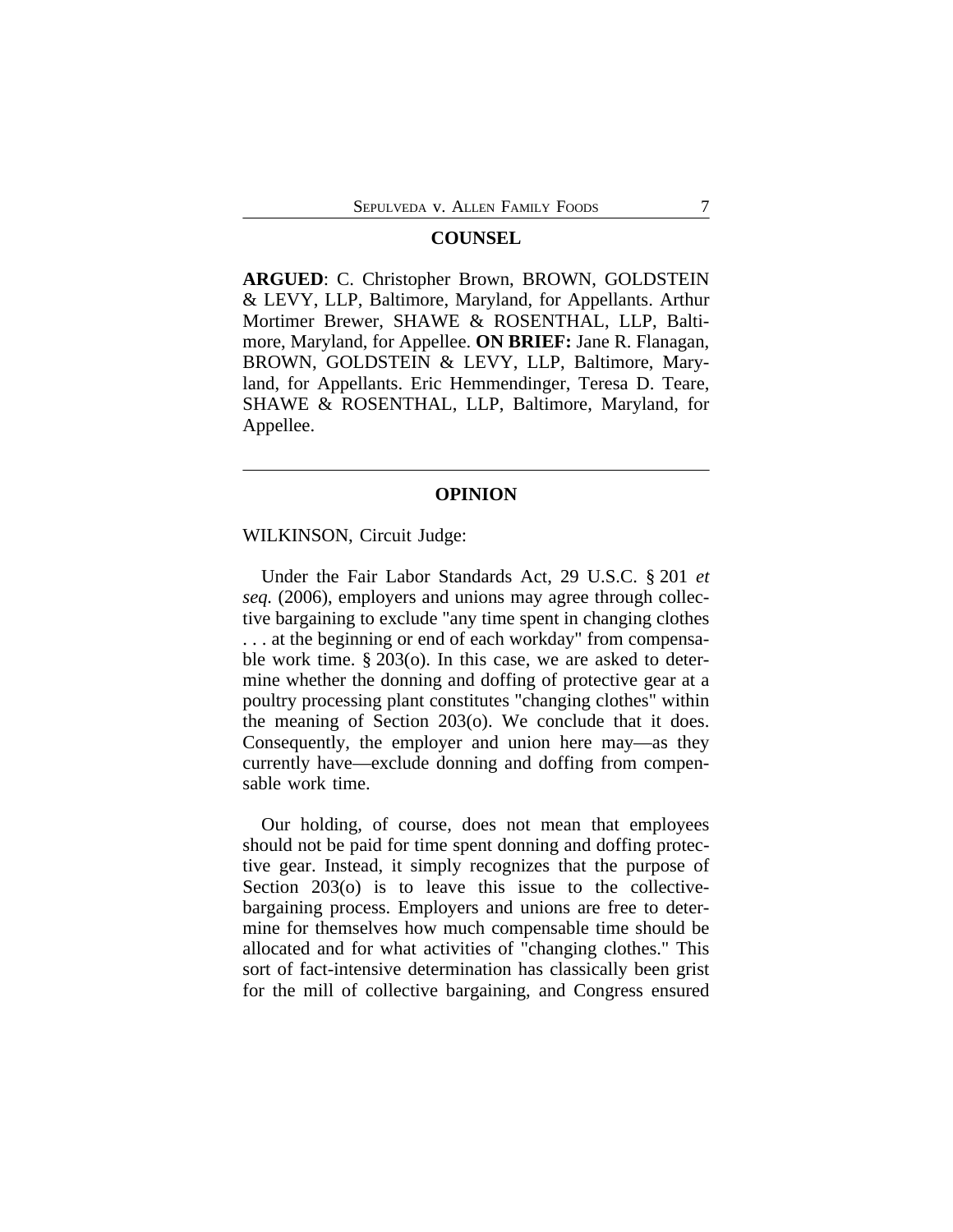## COUNSEL

**ARGUED**: C. Christopher Brown, BROWN, GOLDSTEIN & LEVY, LLP, Baltimore, Maryland, for Appellants. Arthur Mortimer Brewer, SHAWE & ROSENTHAL, LLP, Baltimore, Maryland, for Appellee. **ON BRIEF:** Jane R. Flanagan, BROWN, GOLDSTEIN & LEVY, LLP, Baltimore, Maryland, for Appellants. Eric Hemmendinger, Teresa D. Teare, SHAWE & ROSENTHAL, LLP, Baltimore, Maryland, for Appellee.

---

## OPINION

WILKINSON, Circuit Judge:

Under the Fair Labor Standards Act, 29 U.S.C. § 201 *et seq.* (2006), employers and unions may agree through collective bargaining to exclude "any time spent in changing clothes . . . at the beginning or end of each workday" from compensable work time. § 203(o). In this case, we are asked to determine whether the donning and doffing of protective gear at a poultry processing plant constitutes "changing clothes" within the meaning of Section 203(o). We conclude that it does. Consequently, the employer and union here may—as they currently have—exclude donning and doffing from compensable work time.

Our holding, of course, does not mean that employees should not be paid for time spent donning and doffing protective gear. Instead, it simply recognizes that the purpose of Section 203(o) is to leave this issue to the collective-bargaining process. Employers and unions are free to determine for themselves how much compensable time should be allocated and for what activities of "changing clothes." This sort of fact-intensive determination has classically been grist for the mill of collective bargaining, and Congress ensured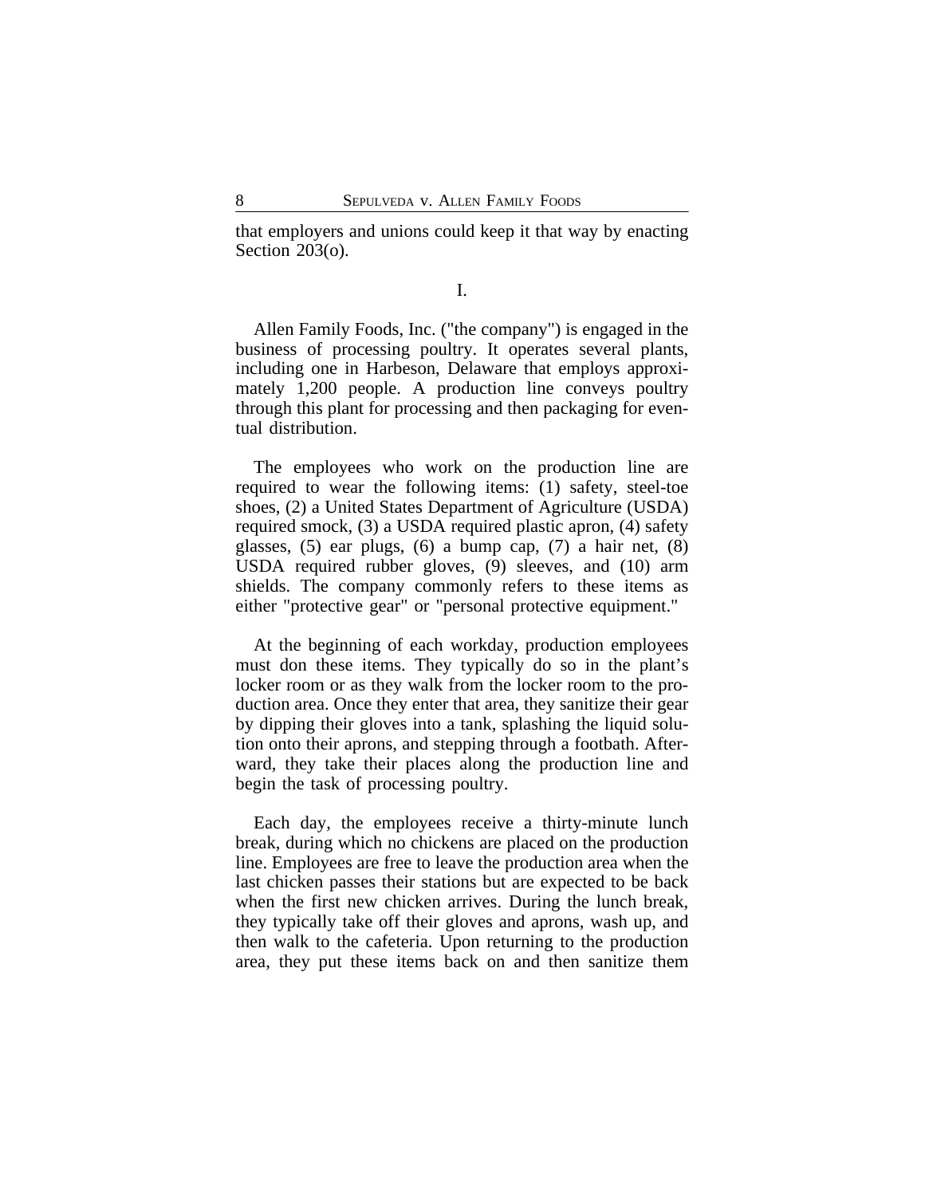that employers and unions could keep it that way by enacting Section 203(o).

I.

Allen Family Foods, Inc. ("the company") is engaged in the business of processing poultry. It operates several plants, including one in Harbeson, Delaware that employs approximately 1,200 people. A production line conveys poultry through this plant for processing and then packaging for eventual distribution.

The employees who work on the production line are required to wear the following items: (1) safety, steel-toe shoes, (2) a United States Department of Agriculture (USDA) required smock, (3) a USDA required plastic apron, (4) safety glasses, (5) ear plugs, (6) a bump cap, (7) a hair net, (8) USDA required rubber gloves, (9) sleeves, and (10) arm shields. The company commonly refers to these items as either "protective gear" or "personal protective equipment."

At the beginning of each workday, production employees must don these items. They typically do so in the plant's locker room or as they walk from the locker room to the production area. Once they enter that area, they sanitize their gear by dipping their gloves into a tank, splashing the liquid solution onto their aprons, and stepping through a footbath. Afterward, they take their places along the production line and begin the task of processing poultry.

Each day, the employees receive a thirty-minute lunch break, during which no chickens are placed on the production line. Employees are free to leave the production area when the last chicken passes their stations but are expected to be back when the first new chicken arrives. During the lunch break, they typically take off their gloves and aprons, wash up, and then walk to the cafeteria. Upon returning to the production area, they put these items back on and then sanitize them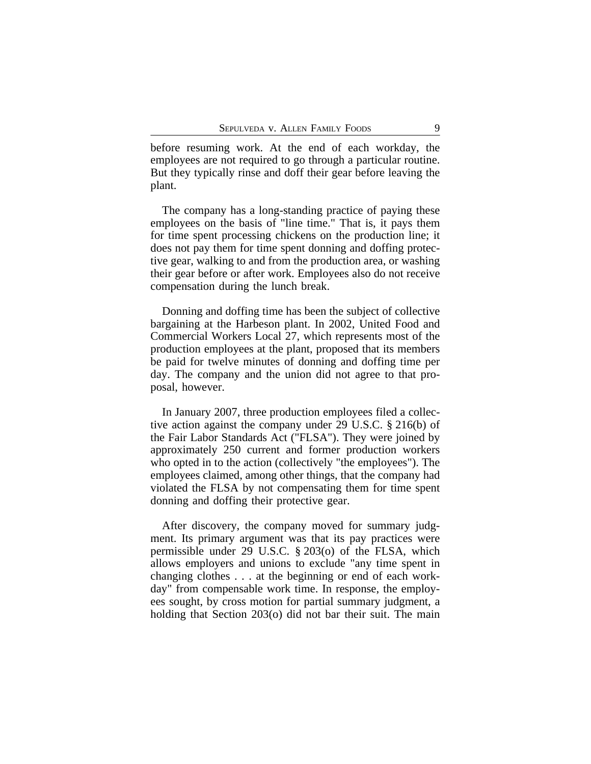before resuming work. At the end of each workday, the employees are not required to go through a particular routine. But they typically rinse and doff their gear before leaving the plant.

The company has a long-standing practice of paying these employees on the basis of "line time." That is, it pays them for time spent processing chickens on the production line; it does not pay them for time spent donning and doffing protective gear, walking to and from the production area, or washing their gear before or after work. Employees also do not receive compensation during the lunch break.

Donning and doffing time has been the subject of collective bargaining at the Harbeson plant. In 2002, United Food and Commercial Workers Local 27, which represents most of the production employees at the plant, proposed that its members be paid for twelve minutes of donning and doffing time per day. The company and the union did not agree to that proposal, however.

In January 2007, three production employees filed a collective action against the company under 29 U.S.C. § 216(b) of the Fair Labor Standards Act ("FLSA"). They were joined by approximately 250 current and former production workers who opted in to the action (collectively "the employees"). The employees claimed, among other things, that the company had violated the FLSA by not compensating them for time spent donning and doffing their protective gear.

After discovery, the company moved for summary judgment. Its primary argument was that its pay practices were permissible under 29 U.S.C. § 203(o) of the FLSA, which allows employers and unions to exclude "any time spent in changing clothes . . . at the beginning or end of each workday" from compensable work time. In response, the employees sought, by cross motion for partial summary judgment, a holding that Section 203(o) did not bar their suit. The main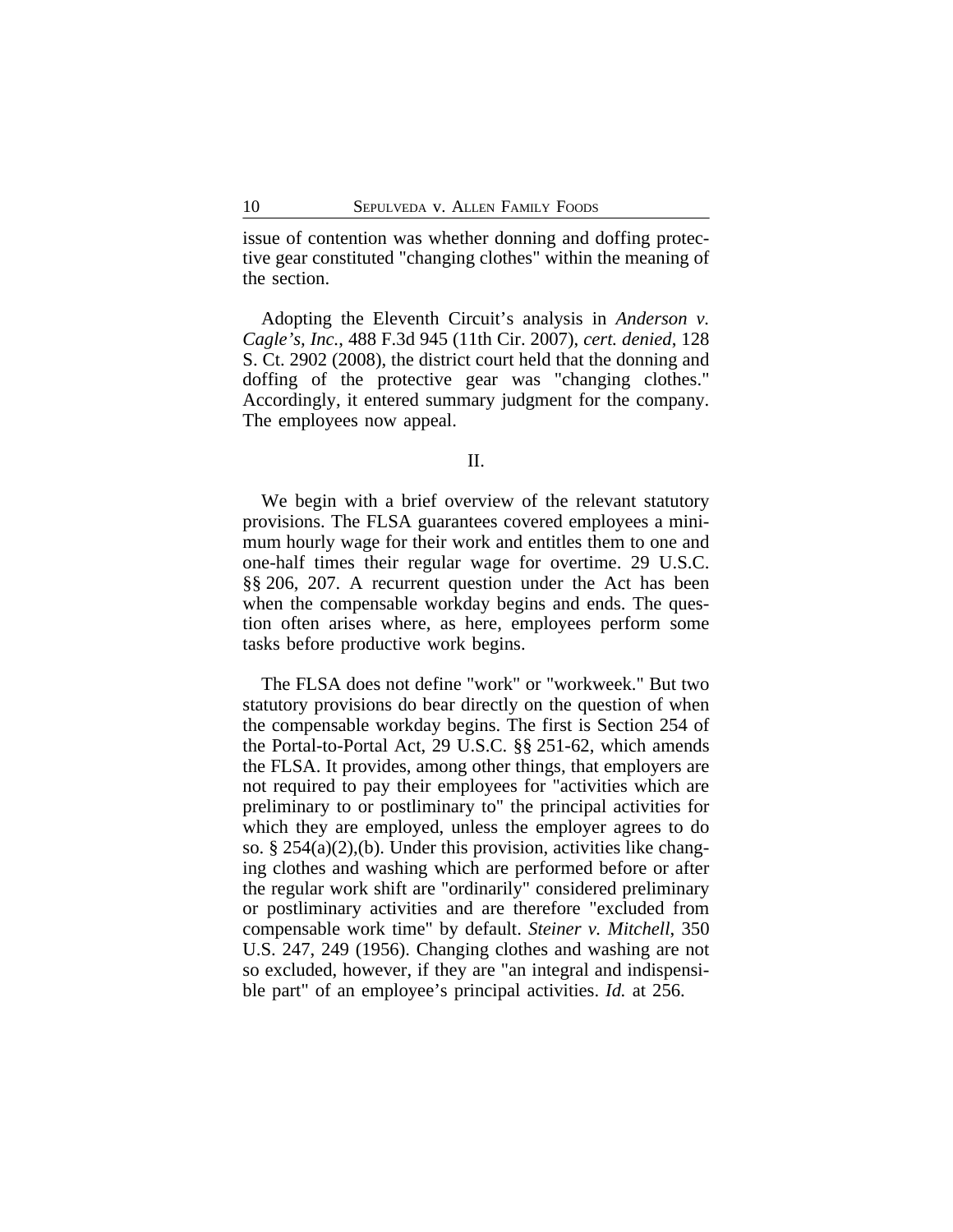issue of contention was whether donning and doffing protective gear constituted "changing clothes" within the meaning of the section.

Adopting the Eleventh Circuit's analysis in *Anderson v. Cagle's, Inc.*, 488 F.3d 945 (11th Cir. 2007), *cert. denied*, 128 S. Ct. 2902 (2008), the district court held that the donning and doffing of the protective gear was "changing clothes." Accordingly, it entered summary judgment for the company. The employees now appeal.

II.

We begin with a brief overview of the relevant statutory provisions. The FLSA guarantees covered employees a minimum hourly wage for their work and entitles them to one and one-half times their regular wage for overtime. 29 U.S.C. §§ 206, 207. A recurrent question under the Act has been when the compensable workday begins and ends. The question often arises where, as here, employees perform some tasks before productive work begins.

The FLSA does not define "work" or "workweek." But two statutory provisions do bear directly on the question of when the compensable workday begins. The first is Section 254 of the Portal-to-Portal Act, 29 U.S.C. §§ 251-62, which amends the FLSA. It provides, among other things, that employers are not required to pay their employees for "activities which are preliminary to or postliminary to" the principal activities for which they are employed, unless the employer agrees to do so. § 254(a)(2),(b). Under this provision, activities like changing clothes and washing which are performed before or after the regular work shift are "ordinarily" considered preliminary or postliminary activities and are therefore "excluded from compensable work time" by default. *Steiner v. Mitchell*, 350 U.S. 247, 249 (1956). Changing clothes and washing are not so excluded, however, if they are "an integral and indispensible part" of an employee's principal activities. *Id.* at 256.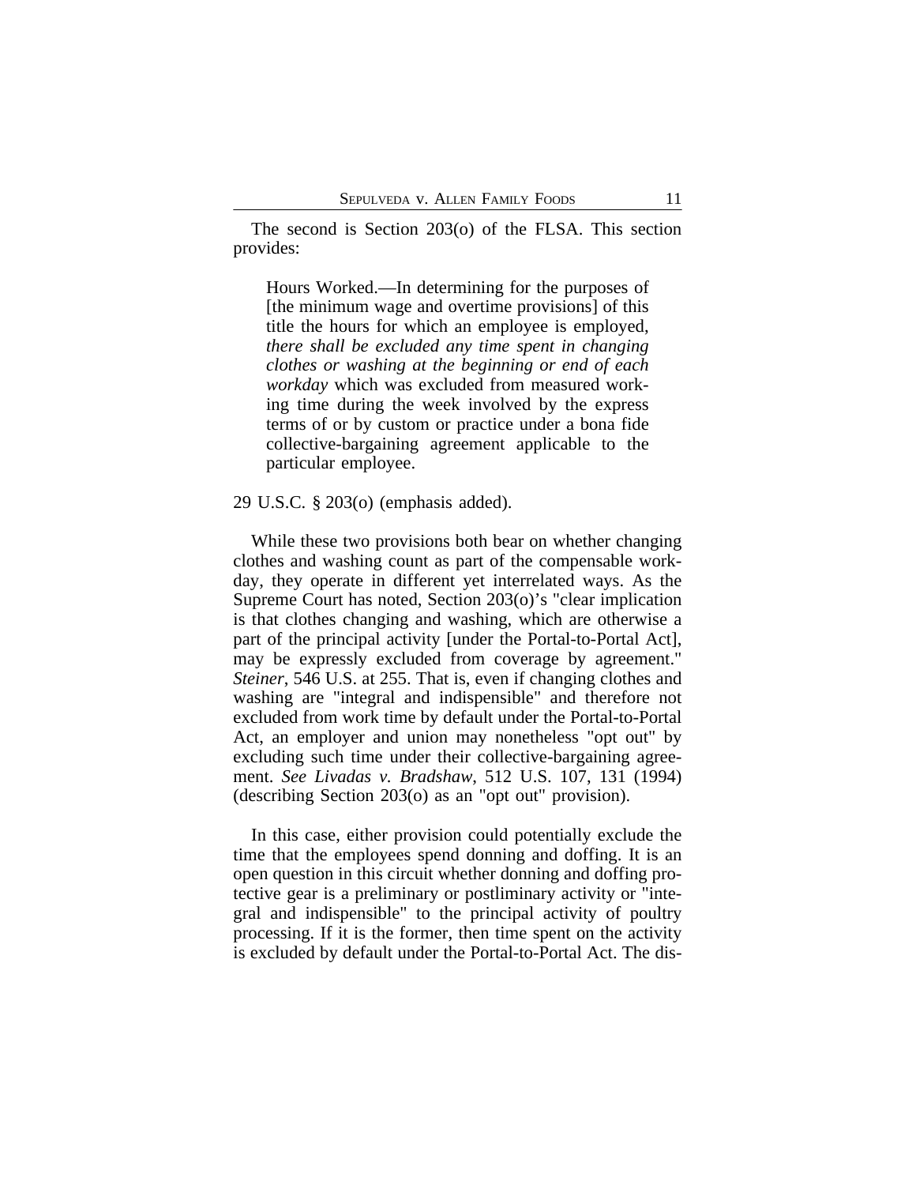The second is Section 203(o) of the FLSA. This section provides:

> Hours Worked.—In determining for the purposes of [the minimum wage and overtime provisions] of this title the hours for which an employee is employed, *there shall be excluded any time spent in changing clothes or washing at the beginning or end of each workday* which was excluded from measured working time during the week involved by the express terms of or by custom or practice under a bona fide collective-bargaining agreement applicable to the particular employee.

29 U.S.C. § 203(o) (emphasis added).

While these two provisions both bear on whether changing clothes and washing count as part of the compensable workday, they operate in different yet interrelated ways. As the Supreme Court has noted, Section 203(o)'s "clear implication is that clothes changing and washing, which are otherwise a part of the principal activity [under the Portal-to-Portal Act], may be expressly excluded from coverage by agreement." *Steiner*, 546 U.S. at 255. That is, even if changing clothes and washing are "integral and indispensible" and therefore not excluded from work time by default under the Portal-to-Portal Act, an employer and union may nonetheless "opt out" by excluding such time under their collective-bargaining agreement. *See Livadas v. Bradshaw*, 512 U.S. 107, 131 (1994) (describing Section 203(o) as an "opt out" provision).

In this case, either provision could potentially exclude the time that the employees spend donning and doffing. It is an open question in this circuit whether donning and doffing protective gear is a preliminary or postliminary activity or "integral and indispensible" to the principal activity of poultry processing. If it is the former, then time spent on the activity is excluded by default under the Portal-to-Portal Act. The dis-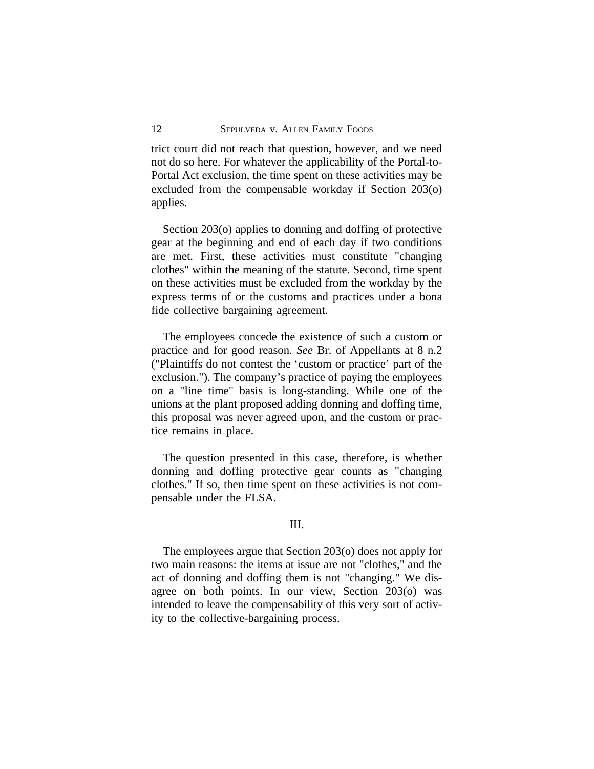trict court did not reach that question, however, and we need not do so here. For whatever the applicability of the Portal-to-Portal Act exclusion, the time spent on these activities may be excluded from the compensable workday if Section 203(o) applies.

Section 203(o) applies to donning and doffing of protective gear at the beginning and end of each day if two conditions are met. First, these activities must constitute "changing clothes" within the meaning of the statute. Second, time spent on these activities must be excluded from the workday by the express terms of or the customs and practices under a bona fide collective bargaining agreement.

The employees concede the existence of such a custom or practice and for good reason. *See* Br. of Appellants at 8 n.2 ("Plaintiffs do not contest the 'custom or practice' part of the exclusion."). The company's practice of paying the employees on a "line time" basis is long-standing. While one of the unions at the plant proposed adding donning and doffing time, this proposal was never agreed upon, and the custom or practice remains in place.

The question presented in this case, therefore, is whether donning and doffing protective gear counts as "changing clothes." If so, then time spent on these activities is not compensable under the FLSA.

## III.

The employees argue that Section 203(o) does not apply for two main reasons: the items at issue are not "clothes," and the act of donning and doffing them is not "changing." We disagree on both points. In our view, Section 203(o) was intended to leave the compensability of this very sort of activity to the collective-bargaining process.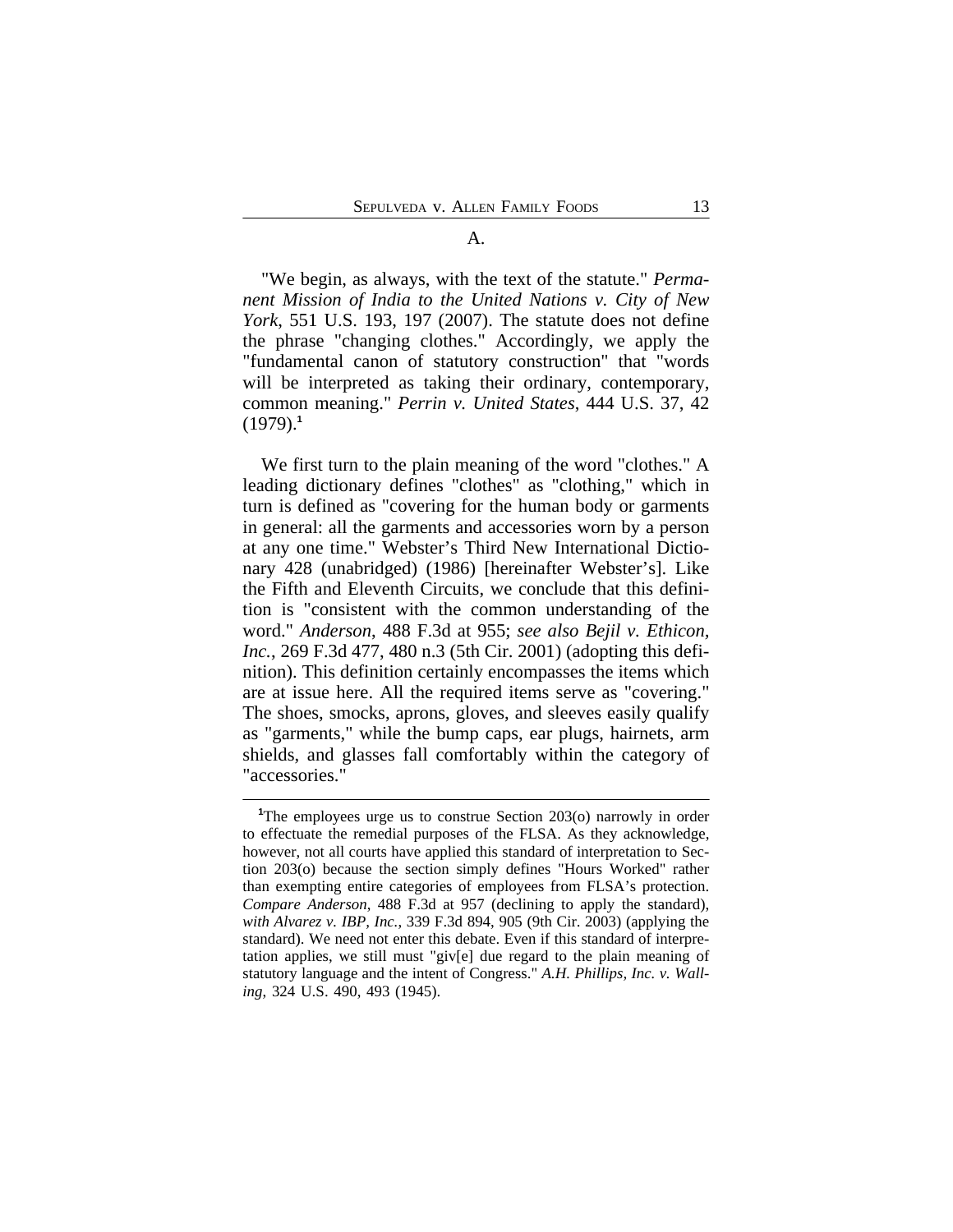A.

"We begin, as always, with the text of the statute." *Permanent Mission of India to the United Nations v. City of New York*, 551 U.S. 193, 197 (2007). The statute does not define the phrase "changing clothes." Accordingly, we apply the "fundamental canon of statutory construction" that "words will be interpreted as taking their ordinary, contemporary, common meaning." *Perrin v. United States*, 444 U.S. 37, 42 (1979).[1]

We first turn to the plain meaning of the word "clothes." A leading dictionary defines "clothes" as "clothing," which in turn is defined as "covering for the human body or garments in general: all the garments and accessories worn by a person at any one time." Webster's Third New International Dictionary 428 (unabridged) (1986) [hereinafter Webster's]. Like the Fifth and Eleventh Circuits, we conclude that this definition is "consistent with the common understanding of the word." *Anderson*, 488 F.3d at 955; *see also Bejil v. Ethicon, Inc.*, 269 F.3d 477, 480 n.3 (5th Cir. 2001) (adopting this definition). This definition certainly encompasses the items which are at issue here. All the required items serve as "covering." The shoes, smocks, aprons, gloves, and sleeves easily qualify as "garments," while the bump caps, ear plugs, hairnets, arm shields, and glasses fall comfortably within the category of "accessories."

[1]The employees urge us to construe Section 203(o) narrowly in order to effectuate the remedial purposes of the FLSA. As they acknowledge, however, not all courts have applied this standard of interpretation to Section 203(o) because the section simply defines "Hours Worked" rather than exempting entire categories of employees from FLSA's protection. *Compare Anderson*, 488 F.3d at 957 (declining to apply the standard), *with Alvarez v. IBP, Inc.*, 339 F.3d 894, 905 (9th Cir. 2003) (applying the standard). We need not enter this debate. Even if this standard of interpretation applies, we still must "giv[e] due regard to the plain meaning of statutory language and the intent of Congress." *A.H. Phillips, Inc. v. Walling*, 324 U.S. 490, 493 (1945).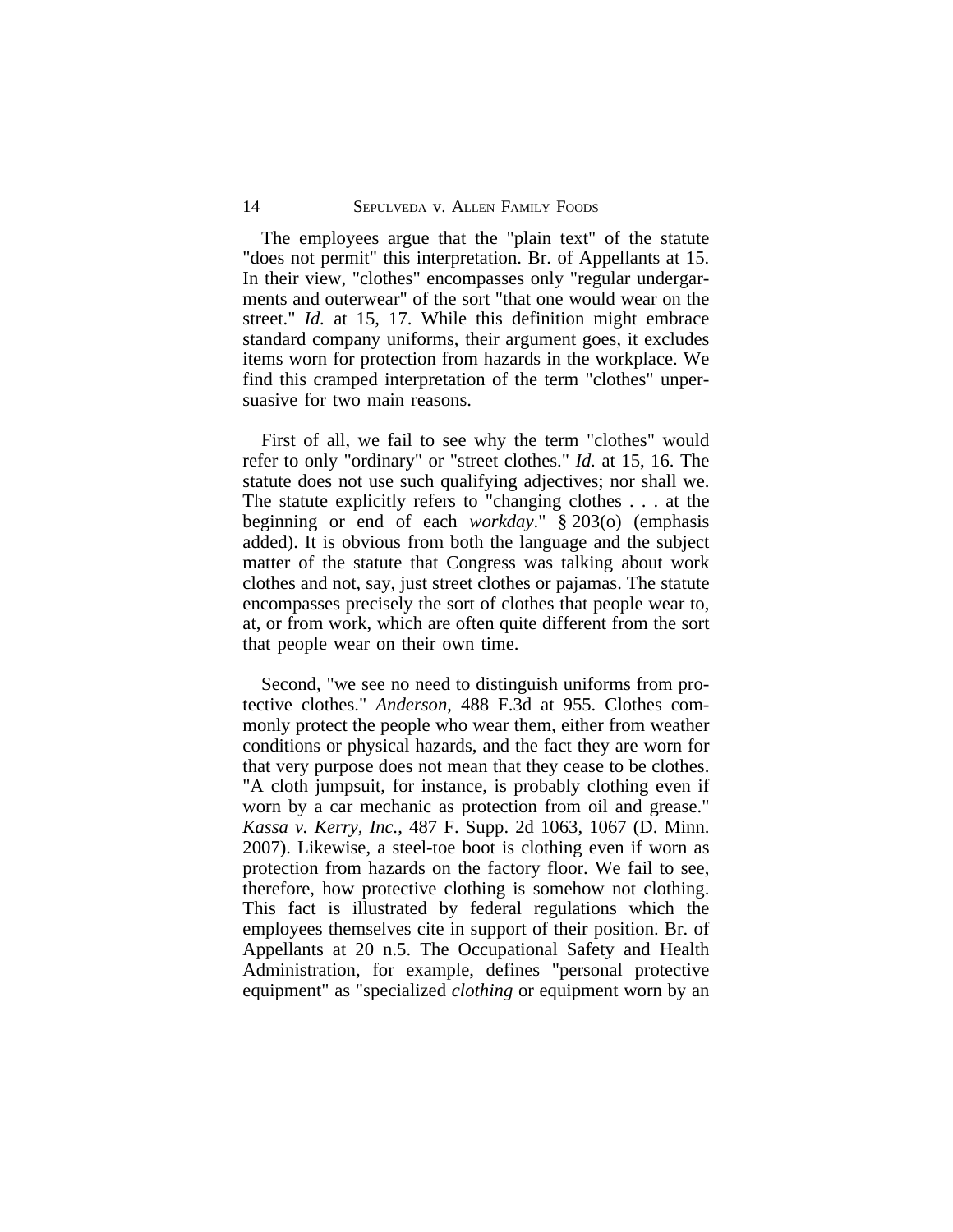The employees argue that the "plain text" of the statute "does not permit" this interpretation. Br. of Appellants at 15. In their view, "clothes" encompasses only "regular undergarments and outerwear" of the sort "that one would wear on the street." *Id.* at 15, 17. While this definition might embrace standard company uniforms, their argument goes, it excludes items worn for protection from hazards in the workplace. We find this cramped interpretation of the term "clothes" unpersuasive for two main reasons.

First of all, we fail to see why the term "clothes" would refer to only "ordinary" or "street clothes." *Id.* at 15, 16. The statute does not use such qualifying adjectives; nor shall we. The statute explicitly refers to "changing clothes . . . at the beginning or end of each *workday*." § 203(o) (emphasis added). It is obvious from both the language and the subject matter of the statute that Congress was talking about work clothes and not, say, just street clothes or pajamas. The statute encompasses precisely the sort of clothes that people wear to, at, or from work, which are often quite different from the sort that people wear on their own time.

Second, "we see no need to distinguish uniforms from protective clothes." *Anderson*, 488 F.3d at 955. Clothes commonly protect the people who wear them, either from weather conditions or physical hazards, and the fact they are worn for that very purpose does not mean that they cease to be clothes. "A cloth jumpsuit, for instance, is probably clothing even if worn by a car mechanic as protection from oil and grease." *Kassa v. Kerry, Inc.*, 487 F. Supp. 2d 1063, 1067 (D. Minn. 2007). Likewise, a steel-toe boot is clothing even if worn as protection from hazards on the factory floor. We fail to see, therefore, how protective clothing is somehow not clothing. This fact is illustrated by federal regulations which the employees themselves cite in support of their position. Br. of Appellants at 20 n.5. The Occupational Safety and Health Administration, for example, defines "personal protective equipment" as "specialized *clothing* or equipment worn by an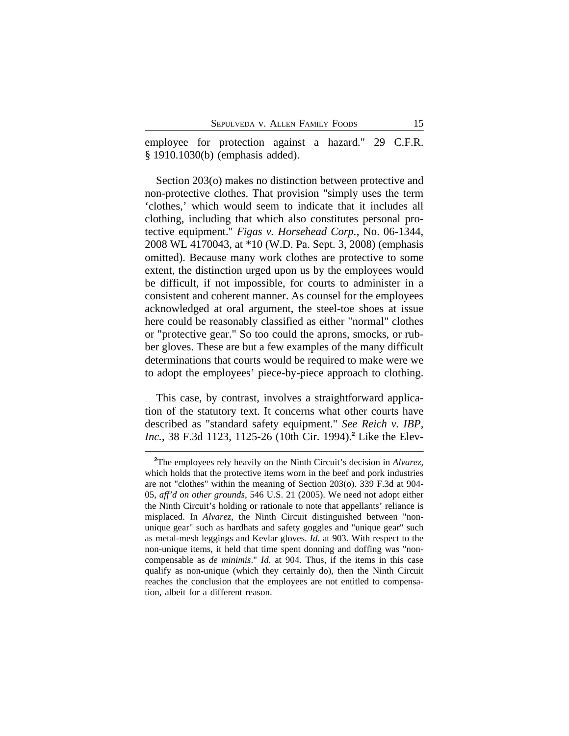employee for protection against a hazard." 29 C.F.R. § 1910.1030(b) (emphasis added).

Section 203(o) makes no distinction between protective and non-protective clothes. That provision "simply uses the term 'clothes,' which would seem to indicate that it includes all clothing, including that which also constitutes personal protective equipment." *Figas v. Horsehead Corp.*, No. 06-1344, 2008 WL 4170043, at *10 (W.D. Pa. Sept. 3, 2008) (emphasis omitted). Because many work clothes are protective to some extent, the distinction urged upon us by the employees would be difficult, if not impossible, for courts to administer in a consistent and coherent manner. As counsel for the employees acknowledged at oral argument, the steel-toe shoes at issue here could be reasonably classified as either "normal" clothes or "protective gear." So too could the aprons, smocks, or rubber gloves. These are but a few examples of the many difficult determinations that courts would be required to make were we to adopt the employees' piece-by-piece approach to clothing.

This case, by contrast, involves a straightforward application of the statutory text. It concerns what other courts have described as "standard safety equipment." *See Reich v. IBP, Inc.*, 38 F.3d 1123, 1125-26 (10th Cir. 1994).[2] Like the Elev-

[2]The employees rely heavily on the Ninth Circuit's decision in *Alvarez*, which holds that the protective items worn in the beef and pork industries are not "clothes" within the meaning of Section 203(o). 339 F.3d at 904-05, *aff'd on other grounds*, 546 U.S. 21 (2005). We need not adopt either the Ninth Circuit's holding or rationale to note that appellants' reliance is misplaced. In *Alvarez*, the Ninth Circuit distinguished between "non-unique gear" such as hardhats and safety goggles and "unique gear" such as metal-mesh leggings and Kevlar gloves. *Id.* at 903. With respect to the non-unique items, it held that time spent donning and doffing was "non-compensable as *de minimis*." *Id.* at 904. Thus, if the items in this case qualify as non-unique (which they certainly do), then the Ninth Circuit reaches the conclusion that the employees are not entitled to compensation, albeit for a different reason.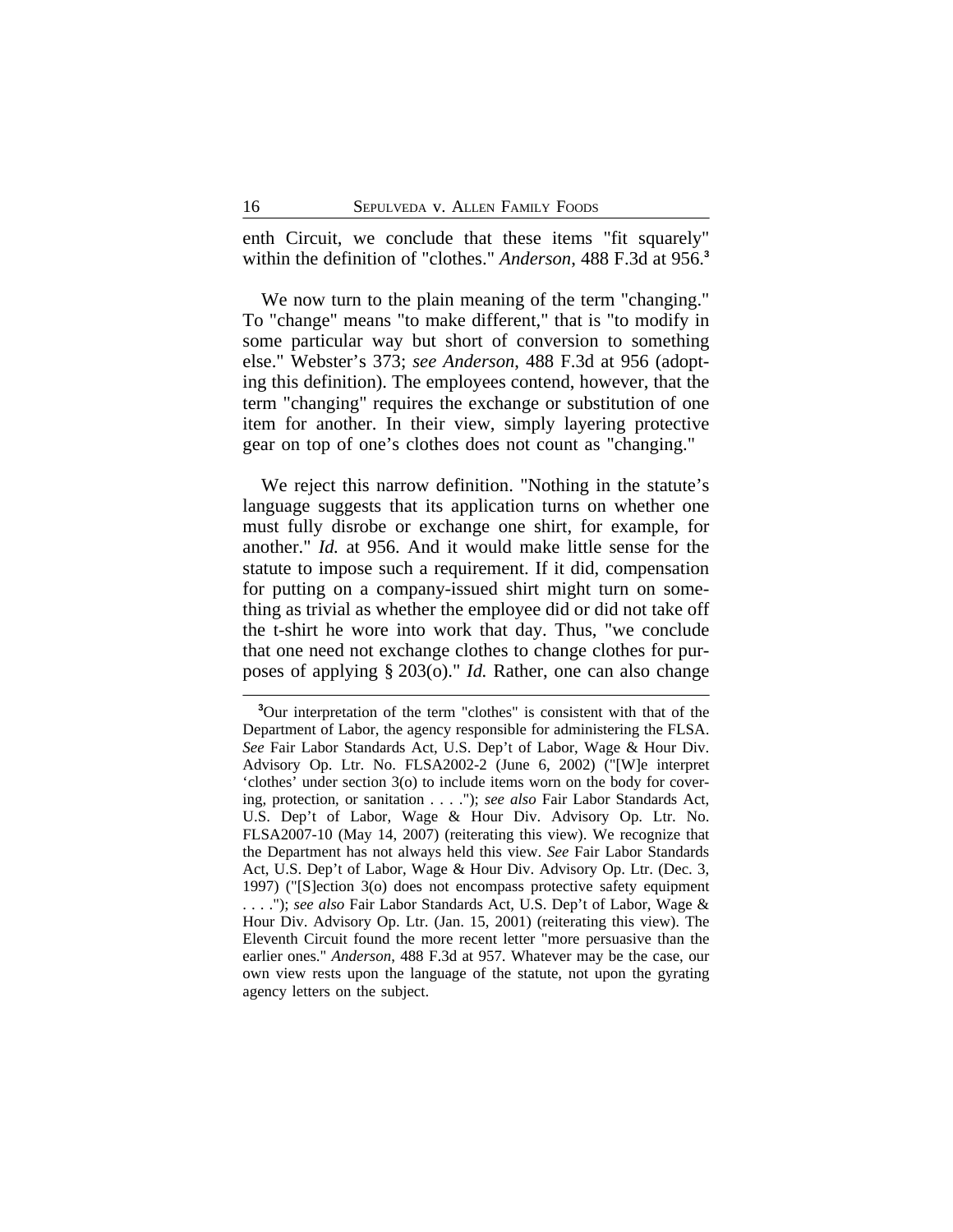enth Circuit, we conclude that these items "fit squarely" within the definition of "clothes." *Anderson*, 488 F.3d at 956.[3]

We now turn to the plain meaning of the term "changing." To "change" means "to make different," that is "to modify in some particular way but short of conversion to something else." Webster's 373; *see Anderson*, 488 F.3d at 956 (adopting this definition). The employees contend, however, that the term "changing" requires the exchange or substitution of one item for another. In their view, simply layering protective gear on top of one's clothes does not count as "changing."

We reject this narrow definition. "Nothing in the statute's language suggests that its application turns on whether one must fully disrobe or exchange one shirt, for example, for another." *Id.* at 956. And it would make little sense for the statute to impose such a requirement. If it did, compensation for putting on a company-issued shirt might turn on something as trivial as whether the employee did or did not take off the t-shirt he wore into work that day. Thus, "we conclude that one need not exchange clothes to change clothes for purposes of applying § 203(o)." *Id.* Rather, one can also change

---

[3]Our interpretation of the term "clothes" is consistent with that of the Department of Labor, the agency responsible for administering the FLSA. *See* Fair Labor Standards Act, U.S. Dep't of Labor, Wage & Hour Div. Advisory Op. Ltr. No. FLSA2002-2 (June 6, 2002) ("[W]e interpret 'clothes' under section 3(o) to include items worn on the body for covering, protection, or sanitation . . . ."); *see also* Fair Labor Standards Act, U.S. Dep't of Labor, Wage & Hour Div. Advisory Op. Ltr. No. FLSA2007-10 (May 14, 2007) (reiterating this view). We recognize that the Department has not always held this view. *See* Fair Labor Standards Act, U.S. Dep't of Labor, Wage & Hour Div. Advisory Op. Ltr. (Dec. 3, 1997) ("[S]ection 3(o) does not encompass protective safety equipment . . . ."); *see also* Fair Labor Standards Act, U.S. Dep't of Labor, Wage & Hour Div. Advisory Op. Ltr. (Jan. 15, 2001) (reiterating this view). The Eleventh Circuit found the more recent letter "more persuasive than the earlier ones." *Anderson*, 488 F.3d at 957. Whatever may be the case, our own view rests upon the language of the statute, not upon the gyrating agency letters on the subject.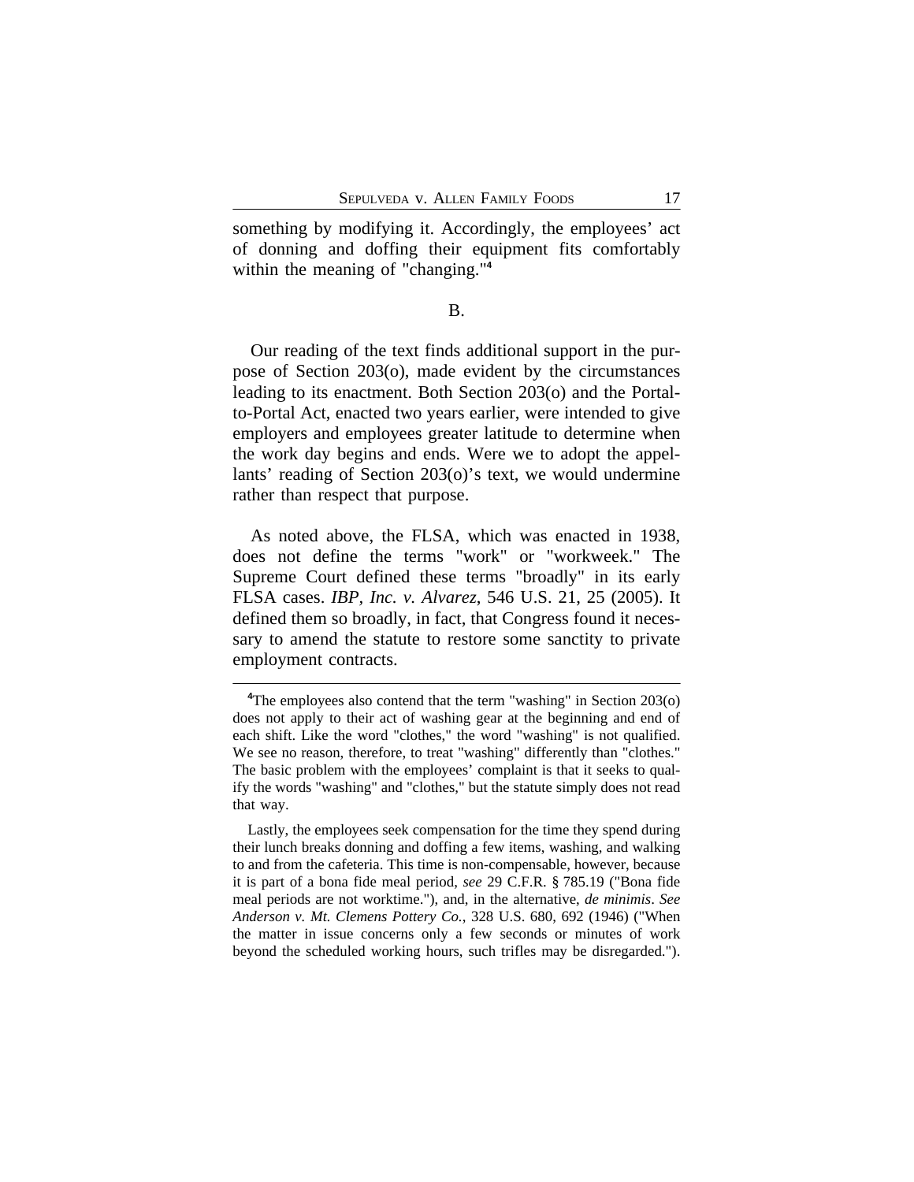something by modifying it. Accordingly, the employees' act of donning and doffing their equipment fits comfortably within the meaning of "changing."[4]

B.

Our reading of the text finds additional support in the purpose of Section 203(o), made evident by the circumstances leading to its enactment. Both Section 203(o) and the Portal-to-Portal Act, enacted two years earlier, were intended to give employers and employees greater latitude to determine when the work day begins and ends. Were we to adopt the appellants' reading of Section 203(o)'s text, we would undermine rather than respect that purpose.

As noted above, the FLSA, which was enacted in 1938, does not define the terms "work" or "workweek." The Supreme Court defined these terms "broadly" in its early FLSA cases. *IBP, Inc. v. Alvarez*, 546 U.S. 21, 25 (2005). It defined them so broadly, in fact, that Congress found it necessary to amend the statute to restore some sanctity to private employment contracts.

---

[4]The employees also contend that the term "washing" in Section 203(o) does not apply to their act of washing gear at the beginning and end of each shift. Like the word "clothes," the word "washing" is not qualified. We see no reason, therefore, to treat "washing" differently than "clothes." The basic problem with the employees' complaint is that it seeks to qualify the words "washing" and "clothes," but the statute simply does not read that way.

Lastly, the employees seek compensation for the time they spend during their lunch breaks donning and doffing a few items, washing, and walking to and from the cafeteria. This time is non-compensable, however, because it is part of a bona fide meal period, *see* 29 C.F.R. § 785.19 ("Bona fide meal periods are not worktime."), and, in the alternative, *de minimis*. *See Anderson v. Mt. Clemens Pottery Co.*, 328 U.S. 680, 692 (1946) ("When the matter in issue concerns only a few seconds or minutes of work beyond the scheduled working hours, such trifles may be disregarded.").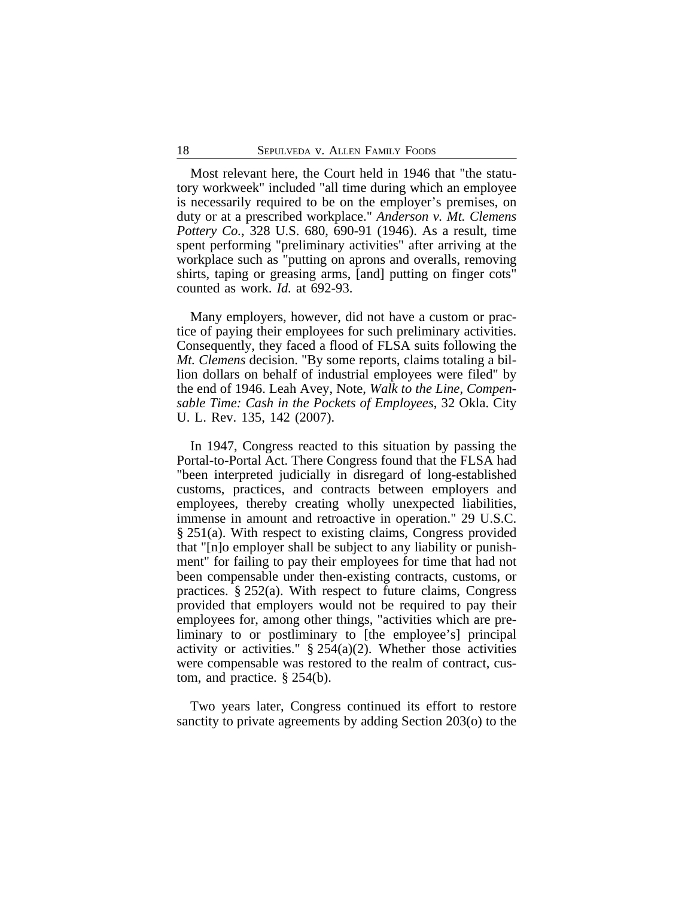Most relevant here, the Court held in 1946 that "the statutory workweek" included "all time during which an employee is necessarily required to be on the employer's premises, on duty or at a prescribed workplace." *Anderson v. Mt. Clemens Pottery Co.*, 328 U.S. 680, 690-91 (1946). As a result, time spent performing "preliminary activities" after arriving at the workplace such as "putting on aprons and overalls, removing shirts, taping or greasing arms, [and] putting on finger cots" counted as work. *Id.* at 692-93.

Many employers, however, did not have a custom or practice of paying their employees for such preliminary activities. Consequently, they faced a flood of FLSA suits following the *Mt. Clemens* decision. "By some reports, claims totaling a billion dollars on behalf of industrial employees were filed" by the end of 1946. Leah Avey, Note, *Walk to the Line, Compensable Time: Cash in the Pockets of Employees*, 32 Okla. City U. L. Rev. 135, 142 (2007).

In 1947, Congress reacted to this situation by passing the Portal-to-Portal Act. There Congress found that the FLSA had "been interpreted judicially in disregard of long-established customs, practices, and contracts between employers and employees, thereby creating wholly unexpected liabilities, immense in amount and retroactive in operation." 29 U.S.C. § 251(a). With respect to existing claims, Congress provided that "[n]o employer shall be subject to any liability or punishment" for failing to pay their employees for time that had not been compensable under then-existing contracts, customs, or practices. § 252(a). With respect to future claims, Congress provided that employers would not be required to pay their employees for, among other things, "activities which are preliminary to or postliminary to [the employee's] principal activity or activities." § 254(a)(2). Whether those activities were compensable was restored to the realm of contract, custom, and practice. § 254(b).

Two years later, Congress continued its effort to restore sanctity to private agreements by adding Section 203(o) to the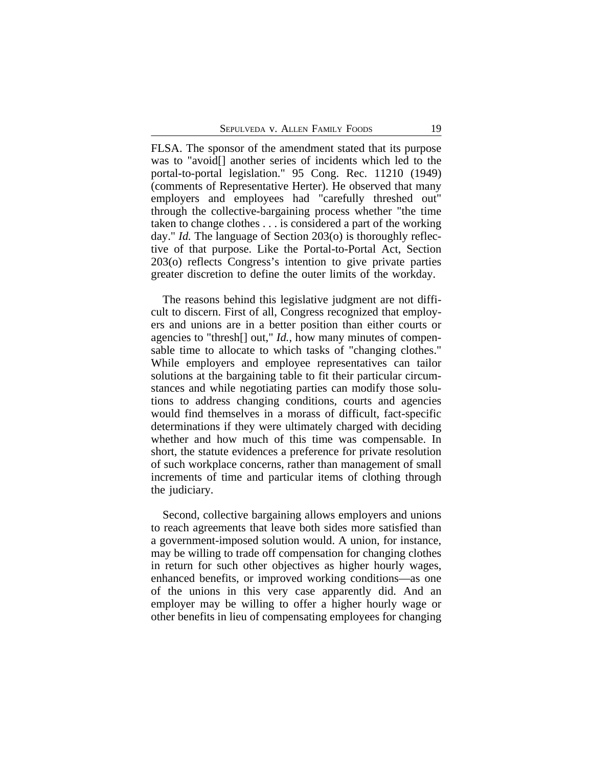FLSA. The sponsor of the amendment stated that its purpose was to "avoid[] another series of incidents which led to the portal-to-portal legislation." 95 Cong. Rec. 11210 (1949) (comments of Representative Herter). He observed that many employers and employees had "carefully threshed out" through the collective-bargaining process whether "the time taken to change clothes . . . is considered a part of the working day." *Id.* The language of Section 203(o) is thoroughly reflective of that purpose. Like the Portal-to-Portal Act, Section 203(o) reflects Congress's intention to give private parties greater discretion to define the outer limits of the workday.

The reasons behind this legislative judgment are not difficult to discern. First of all, Congress recognized that employers and unions are in a better position than either courts or agencies to "thresh[] out," *Id.*, how many minutes of compensable time to allocate to which tasks of "changing clothes." While employers and employee representatives can tailor solutions at the bargaining table to fit their particular circumstances and while negotiating parties can modify those solutions to address changing conditions, courts and agencies would find themselves in a morass of difficult, fact-specific determinations if they were ultimately charged with deciding whether and how much of this time was compensable. In short, the statute evidences a preference for private resolution of such workplace concerns, rather than management of small increments of time and particular items of clothing through the judiciary.

Second, collective bargaining allows employers and unions to reach agreements that leave both sides more satisfied than a government-imposed solution would. A union, for instance, may be willing to trade off compensation for changing clothes in return for such other objectives as higher hourly wages, enhanced benefits, or improved working conditions—as one of the unions in this very case apparently did. And an employer may be willing to offer a higher hourly wage or other benefits in lieu of compensating employees for changing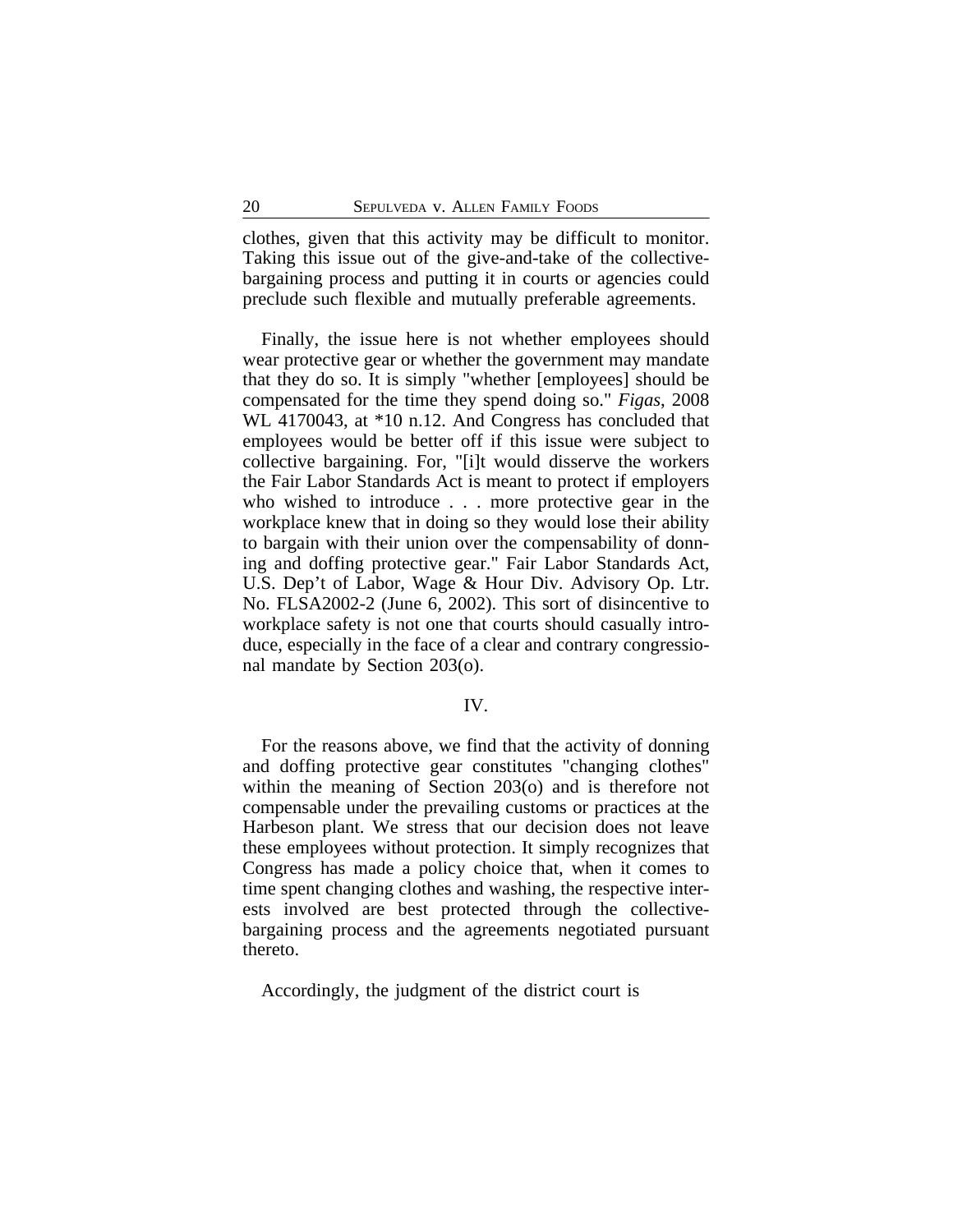clothes, given that this activity may be difficult to monitor. Taking this issue out of the give-and-take of the collective-bargaining process and putting it in courts or agencies could preclude such flexible and mutually preferable agreements.

Finally, the issue here is not whether employees should wear protective gear or whether the government may mandate that they do so. It is simply "whether [employees] should be compensated for the time they spend doing so." *Figas*, 2008 WL 4170043, at *10 n.12. And Congress has concluded that employees would be better off if this issue were subject to collective bargaining. For, "[i]t would disserve the workers the Fair Labor Standards Act is meant to protect if employers who wished to introduce . . . more protective gear in the workplace knew that in doing so they would lose their ability to bargain with their union over the compensability of donning and doffing protective gear." Fair Labor Standards Act, U.S. Dep't of Labor, Wage & Hour Div. Advisory Op. Ltr. No. FLSA2002-2 (June 6, 2002). This sort of disincentive to workplace safety is not one that courts should casually introduce, especially in the face of a clear and contrary congressional mandate by Section 203(o).

IV.

For the reasons above, we find that the activity of donning and doffing protective gear constitutes "changing clothes" within the meaning of Section 203(o) and is therefore not compensable under the prevailing customs or practices at the Harbeson plant. We stress that our decision does not leave these employees without protection. It simply recognizes that Congress has made a policy choice that, when it comes to time spent changing clothes and washing, the respective interests involved are best protected through the collective-bargaining process and the agreements negotiated pursuant thereto.

Accordingly, the judgment of the district court is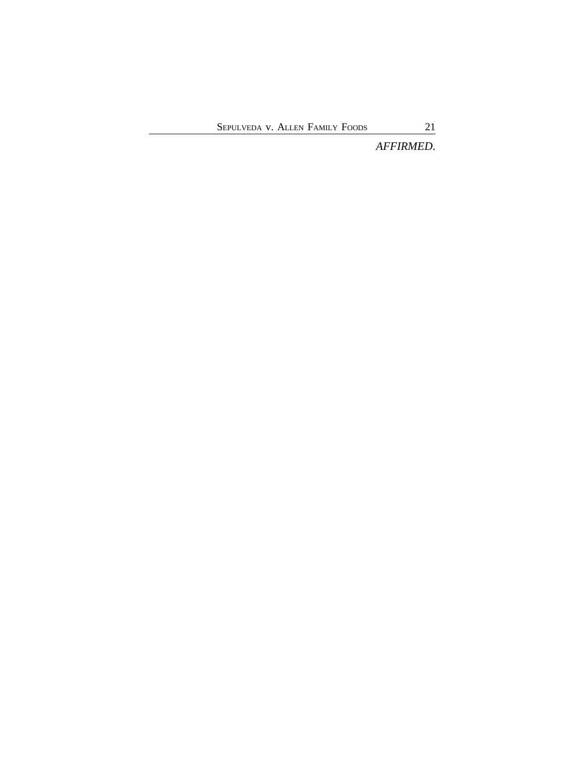*AFFIRMED*.